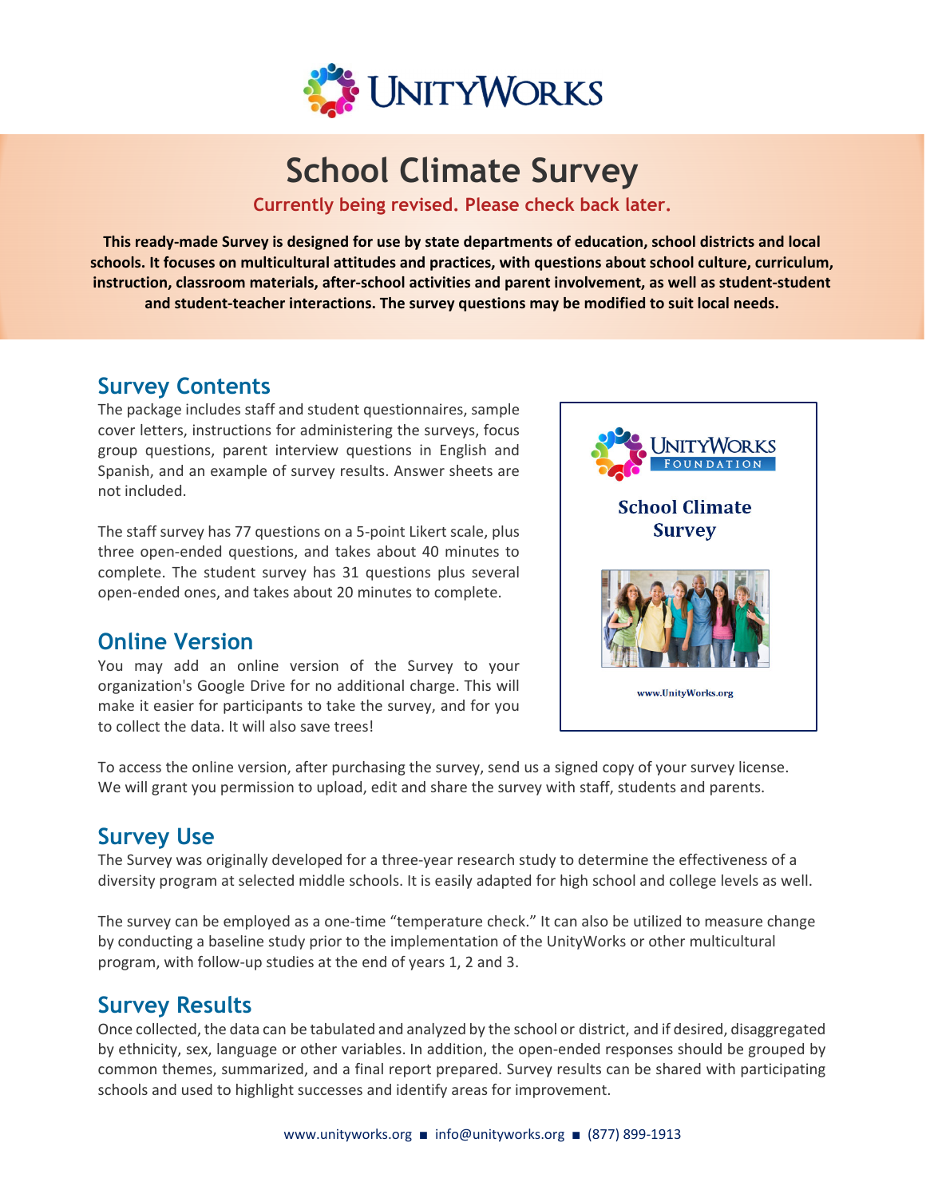# School Climate Survey

**Currently being revised. Please check back later.**

**This ready-made Survey is designed for use by state departments of education, school districts and local schools. It focuses on multicultural attitudes and practices, with questions about school culture, curriculum, instruction, classroom materials, after-school activities and parent involvement, as well as student-student and student-teacher interactions. The survey questions may be modified to suit local needs.**

## Survey Contents

The package includes staff and student questionnaires, sample cover letters, instructions for administering the surveys, focus group questions, parent interview questions in English and Spanish, and an example of survey results. Answer sheets are not included.

The staff survey has 77 questions on a 5-point Likert scale, plus three open-ended questions, and takes about 40 minutes to complete. The student survey has 31 questions plus several open-ended ones, and takes about 20 minutes to complete.

## Online Version

You may add an online version of the Survey to your organization's Google Drive for no additional charge. This will make it easier for participants to take the survey, and for you to collect the data. It will also save trees!

To access the online version, after purchasing the survey, send us a signed copy of your survey license. We will grant you permission to upload, edit and share the survey with staff, students and parents.

## Survey Use

The Survey was originally developed for a three-year research study to determine the effectiveness of a diversity program at selected middle schools. It is easily adapted for high school and college levels as well.

The survey can be employed as a one-time "temperature check." It can also be utilized to measure change by conducting a baseline study prior to the implementation of the UnityWorks or other multicultural program, with follow-up studies at the end of years 1, 2 and 3.

## Survey Results

Once collected, the data can be tabulated and analyzed by the school or district, and if desired, disaggregated by ethnicity, sex, language or other variables. In addition, the open-ended responses should be grouped by common themes, summarized, and a final report prepared. Survey results can be shared with participating schools and used to highlight successes and identify areas for improvement.

www.unityworks.org ■ info@unityworks.org ■ (877) 899-1913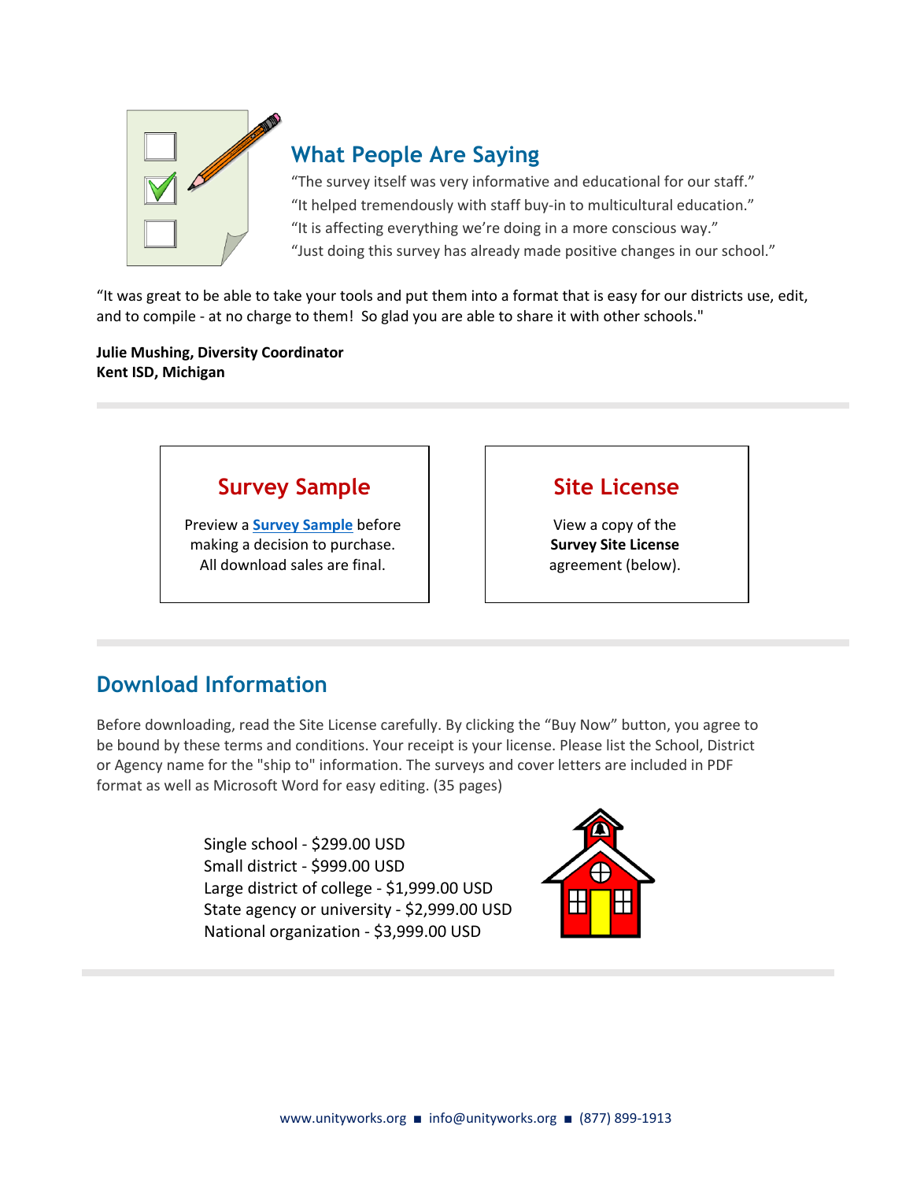## What People Are Saying

"The survey itself was very informative and educational for our staff."
"It helped tremendously with staff buy-in to multicultural education."
"It is affecting everything we're doing in a more conscious way."
"Just doing this survey has already made positive changes in our school."

"It was great to be able to take your tools and put them into a format that is easy for our districts use, edit, and to compile - at no charge to them! So glad you are able to share it with other schools."

**Julie Mushing, Diversity Coordinator**
**Kent ISD, Michigan**

---

### Survey Sample

Preview a **Survey Sample** before making a decision to purchase. All download sales are final.

### Site License

View a copy of the **Survey Site License** agreement (below).

---

## Download Information

Before downloading, read the Site License carefully. By clicking the "Buy Now" button, you agree to be bound by these terms and conditions. Your receipt is your license. Please list the School, District or Agency name for the "ship to" information. The surveys and cover letters are included in PDF format as well as Microsoft Word for easy editing. (35 pages)

Single school - $299.00 USD
Small district - $999.00 USD
Large district of college - $1,999.00 USD
State agency or university - $2,999.00 USD
National organization - $3,999.00 USD

www.unityworks.org ■ info@unityworks.org ■ (877) 899-1913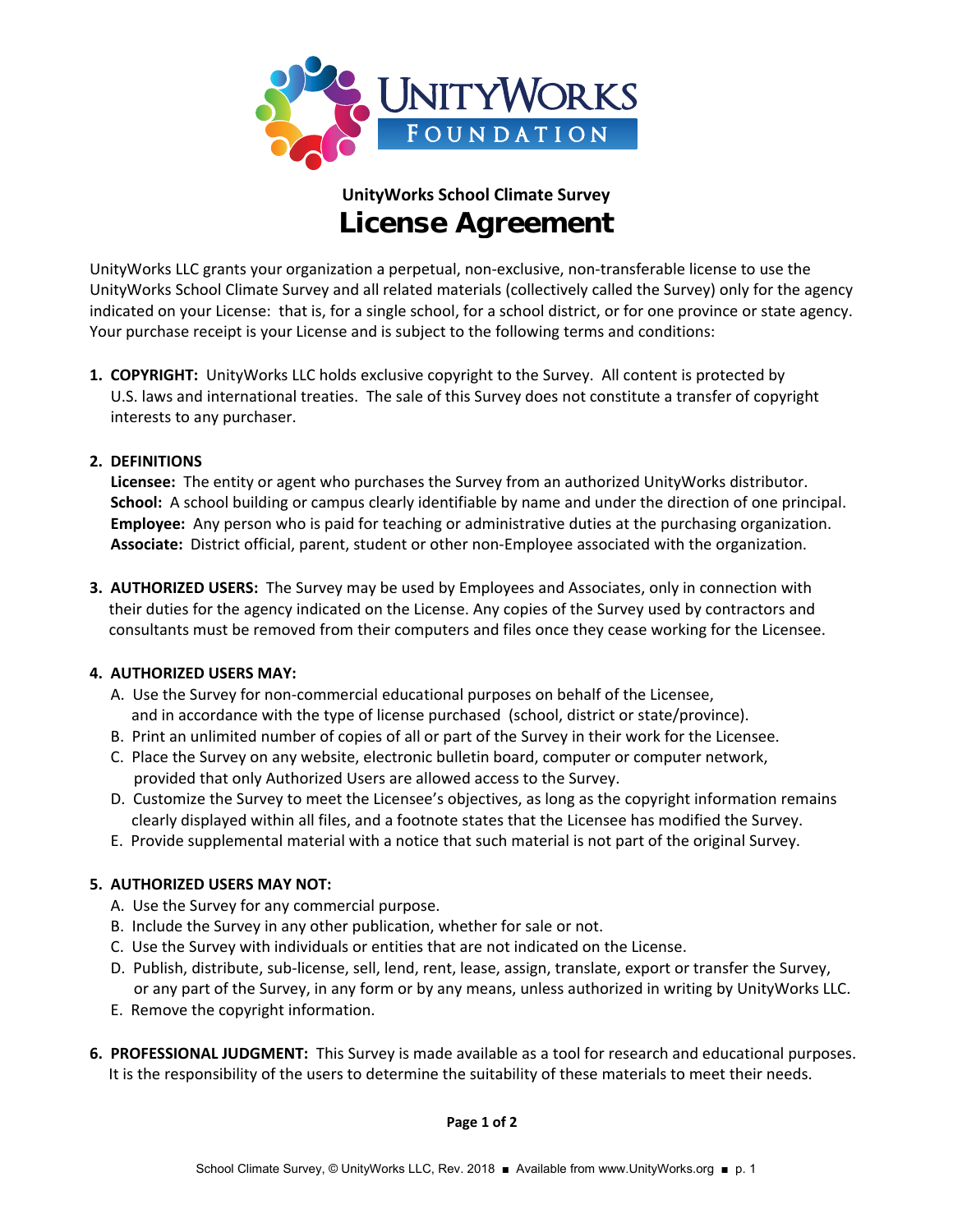UnityWorks Foundation

**UnityWorks School Climate Survey**

# License Agreement

UnityWorks LLC grants your organization a perpetual, non-exclusive, non-transferable license to use the UnityWorks School Climate Survey and all related materials (collectively called the Survey) only for the agency indicated on your License: that is, for a single school, for a school district, or for one province or state agency. Your purchase receipt is your License and is subject to the following terms and conditions:

1. **COPYRIGHT:** UnityWorks LLC holds exclusive copyright to the Survey. All content is protected by U.S. laws and international treaties. The sale of this Survey does not constitute a transfer of copyright interests to any purchaser.

2. **DEFINITIONS**
   **Licensee:** The entity or agent who purchases the Survey from an authorized UnityWorks distributor.
   **School:** A school building or campus clearly identifiable by name and under the direction of one principal.
   **Employee:** Any person who is paid for teaching or administrative duties at the purchasing organization.
   **Associate:** District official, parent, student or other non-Employee associated with the organization.

3. **AUTHORIZED USERS:** The Survey may be used by Employees and Associates, only in connection with their duties for the agency indicated on the License. Any copies of the Survey used by contractors and consultants must be removed from their computers and files once they cease working for the Licensee.

4. **AUTHORIZED USERS MAY:**
   A. Use the Survey for non-commercial educational purposes on behalf of the Licensee, and in accordance with the type of license purchased (school, district or state/province).
   B. Print an unlimited number of copies of all or part of the Survey in their work for the Licensee.
   C. Place the Survey on any website, electronic bulletin board, computer or computer network, provided that only Authorized Users are allowed access to the Survey.
   D. Customize the Survey to meet the Licensee's objectives, as long as the copyright information remains clearly displayed within all files, and a footnote states that the Licensee has modified the Survey.
   E. Provide supplemental material with a notice that such material is not part of the original Survey.

5. **AUTHORIZED USERS MAY NOT:**
   A. Use the Survey for any commercial purpose.
   B. Include the Survey in any other publication, whether for sale or not.
   C. Use the Survey with individuals or entities that are not indicated on the License.
   D. Publish, distribute, sub-license, sell, lend, rent, lease, assign, translate, export or transfer the Survey, or any part of the Survey, in any form or by any means, unless authorized in writing by UnityWorks LLC.
   E. Remove the copyright information.

6. **PROFESSIONAL JUDGMENT:** This Survey is made available as a tool for research and educational purposes. It is the responsibility of the users to determine the suitability of these materials to meet their needs.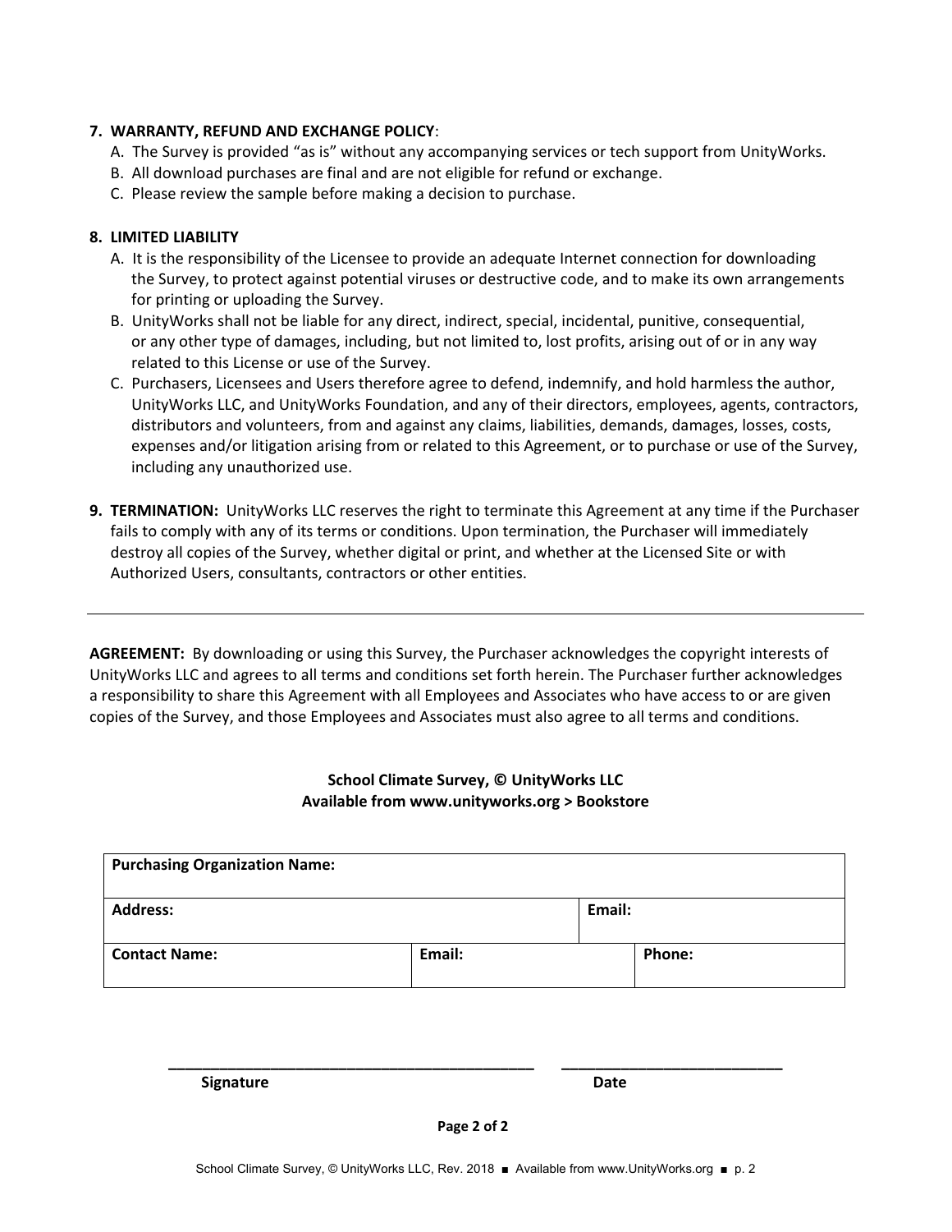7. **WARRANTY, REFUND AND EXCHANGE POLICY**:
   A. The Survey is provided “as is” without any accompanying services or tech support from UnityWorks.
   B. All download purchases are final and are not eligible for refund or exchange.
   C. Please review the sample before making a decision to purchase.

8. **LIMITED LIABILITY**
   A. It is the responsibility of the Licensee to provide an adequate Internet connection for downloading the Survey, to protect against potential viruses or destructive code, and to make its own arrangements for printing or uploading the Survey.
   B. UnityWorks shall not be liable for any direct, indirect, special, incidental, punitive, consequential, or any other type of damages, including, but not limited to, lost profits, arising out of or in any way related to this License or use of the Survey.
   C. Purchasers, Licensees and Users therefore agree to defend, indemnify, and hold harmless the author, UnityWorks LLC, and UnityWorks Foundation, and any of their directors, employees, agents, contractors, distributors and volunteers, from and against any claims, liabilities, demands, damages, losses, costs, expenses and/or litigation arising from or related to this Agreement, or to purchase or use of the Survey, including any unauthorized use.

9. **TERMINATION:** UnityWorks LLC reserves the right to terminate this Agreement at any time if the Purchaser fails to comply with any of its terms or conditions. Upon termination, the Purchaser will immediately destroy all copies of the Survey, whether digital or print, and whether at the Licensed Site or with Authorized Users, consultants, contractors or other entities.

---

**AGREEMENT:** By downloading or using this Survey, the Purchaser acknowledges the copyright interests of UnityWorks LLC and agrees to all terms and conditions set forth herein. The Purchaser further acknowledges a responsibility to share this Agreement with all Employees and Associates who have access to or are given copies of the Survey, and those Employees and Associates must also agree to all terms and conditions.

**School Climate Survey, © UnityWorks LLC**
**Available from www.unityworks.org > Bookstore**

| | | |
|---|---|---|
| **Purchasing Organization Name:** | | |
| **Address:** | | **Email:** |
| **Contact Name:** | **Email:** | **Phone:** |

\_\_\_\_\_\_\_\_\_\_\_\_\_\_\_\_\_\_\_\_\_\_\_\_\_\_\_\_\_\_\_\_\_\_\_\_\_\_\_\_ \_\_\_\_\_\_\_\_\_\_\_\_\_\_\_\_\_\_\_\_\_\_\_\_\_\_

**Signature** **Date**